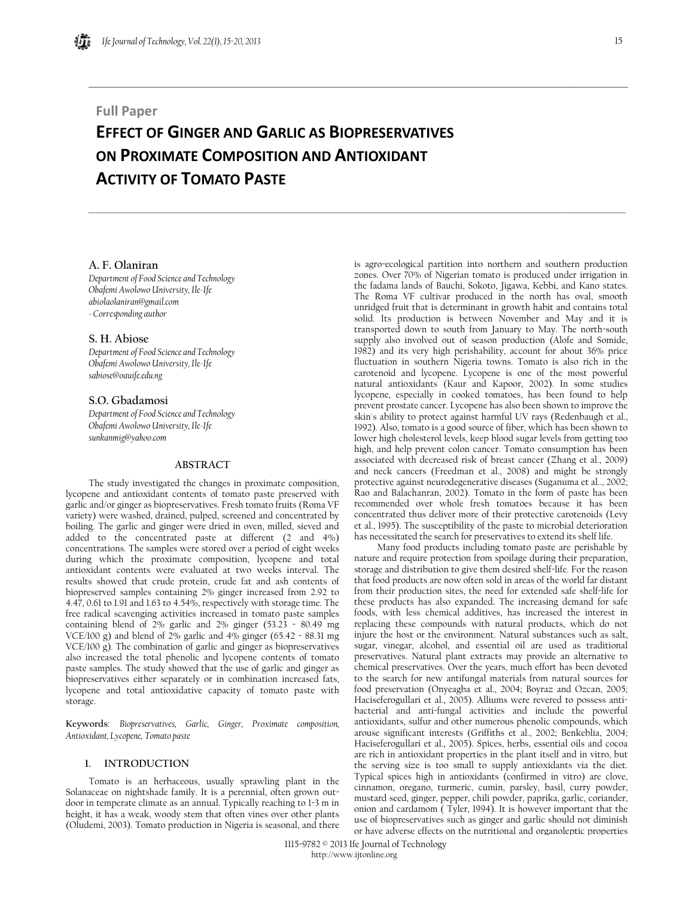**Full Paper**

# EFFECT OF GINGER AND GARLIC AS BIOPRESERVATIVES ON PROXIMATE COMPOSITION AND ANTIOXIDANT ACTIVITY OF TOMATO PASTE

**A. F. Olaniran**
*Department of Food Science and Technology*
*Obafemi Awolowo University, Ile-Ife*
*abiolaolaniran@gmail.com*
*- Corresponding author*

**S. H. Abiose**
*Department of Food Science and Technology*
*Obafemi Awolowo University, Ile-Ife*
*sabiose@oauife.edu.ng*

**S.O. Gbadamosi**
*Department of Food Science and Technology*
*Obafemi Awolowo University, Ile-Ife*
*sunkanmig@yahoo.com*

## ABSTRACT

The study investigated the changes in proximate composition, lycopene and antioxidant contents of tomato paste preserved with garlic and/or ginger as biopreservatives. Fresh tomato fruits (Roma VF variety) were washed, drained, pulped, screened and concentrated by boiling. The garlic and ginger were dried in oven, milled, sieved and added to the concentrated paste at different (2 and 4%) concentrations. The samples were stored over a period of eight weeks during which the proximate composition, lycopene and total antioxidant contents were evaluated at two weeks interval. The results showed that crude protein, crude fat and ash contents of biopreserved samples containing 2% ginger increased from 2.92 to 4.47, 0.61 to 1.91 and 1.63 to 4.54%, respectively with storage time. The free radical scavenging activities increased in tomato paste samples containing blend of 2% garlic and 2% ginger (53.23 - 80.49 mg VCE/100 g) and blend of 2% garlic and 4% ginger (65.42 - 88.31 mg VCE/100 g). The combination of garlic and ginger as biopreservatives also increased the total phenolic and lycopene contents of tomato paste samples. The study showed that the use of garlic and ginger as biopreservatives either separately or in combination increased fats, lycopene and total antioxidative capacity of tomato paste with storage.

**Keywords**: *Biopreservatives, Garlic, Ginger, Proximate composition, Antioxidant, Lycopene, Tomato paste*

## 1. INTRODUCTION

Tomato is an herbaceous, usually sprawling plant in the Solanaceae on nightshade family. It is a perennial, often grown outdoor in temperate climate as an annual. Typically reaching to 1-3 m in height, it has a weak, woody stem that often vines over other plants (Oludemi, 2003). Tomato production in Nigeria is seasonal, and there is agro-ecological partition into northern and southern production zones. Over 70% of Nigerian tomato is produced under irrigation in the fadama lands of Bauchi, Sokoto, Jigawa, Kebbi, and Kano states. The Roma VF cultivar produced in the north has oval, smooth unridged fruit that is determinant in growth habit and contains total solid. Its production is between November and May and it is transported down to south from January to May. The north-south supply also involved out of season production (Alofe and Somide, 1982) and its very high perishability, account for about 36% price fluctuation in southern Nigeria towns. Tomato is also rich in the carotenoid and lycopene. Lycopene is one of the most powerful natural antioxidants (Kaur and Kapoor, 2002). In some studies lycopene, especially in cooked tomatoes, has been found to help prevent prostate cancer. Lycopene has also been shown to improve the skin's ability to protect against harmful UV rays (Redenbaugh et al., 1992). Also, tomato is a good source of fiber, which has been shown to lower high cholesterol levels, keep blood sugar levels from getting too high, and help prevent colon cancer. Tomato consumption has been associated with decreased risk of breast cancer (Zhang et al., 2009) and neck cancers (Freedman et al., 2008) and might be strongly protective against neurodegenerative diseases (Suganuma et al.., 2002; Rao and Balachanran, 2002). Tomato in the form of paste has been recommended over whole fresh tomatoes because it has been concentrated thus deliver more of their protective carotenoids (Levy et al., 1995). The susceptibility of the paste to microbial deterioration has necessitated the search for preservatives to extend its shelf life.

Many food products including tomato paste are perishable by nature and require protection from spoilage during their preparation, storage and distribution to give them desired shelf-life. For the reason that food products are now often sold in areas of the world far distant from their production sites, the need for extended safe shelf-life for these products has also expanded. The increasing demand for safe foods, with less chemical additives, has increased the interest in replacing these compounds with natural products, which do not injure the host or the environment. Natural substances such as salt, sugar, vinegar, alcohol, and essential oil are used as traditional preservatives. Natural plant extracts may provide an alternative to chemical preservatives. Over the years, much effort has been devoted to the search for new antifungal materials from natural sources for food preservation (Onyeagba et al., 2004; Boyraz and Ozcan, 2005; Haciseferogullari et al., 2005). Alliums were revered to possess anti-bacterial and anti-fungal activities and include the powerful antioxidants, sulfur and other numerous phenolic compounds, which arouse significant interests (Griffiths et al., 2002; Benkeblia, 2004; Haciseferogullari et al., 2005). Spices, herbs, essential oils and cocoa are rich in antioxidant properties in the plant itself and in vitro, but the serving size is too small to supply antioxidants via the diet. Typical spices high in antioxidants (confirmed in vitro) are clove, cinnamon, oregano, turmeric, cumin, parsley, basil, curry powder, mustard seed, ginger, pepper, chili powder, paprika, garlic, coriander, onion and cardamom ( Tyler, 1994). It is however important that the use of biopreservatives such as ginger and garlic should not diminish or have adverse effects on the nutritional and organoleptic properties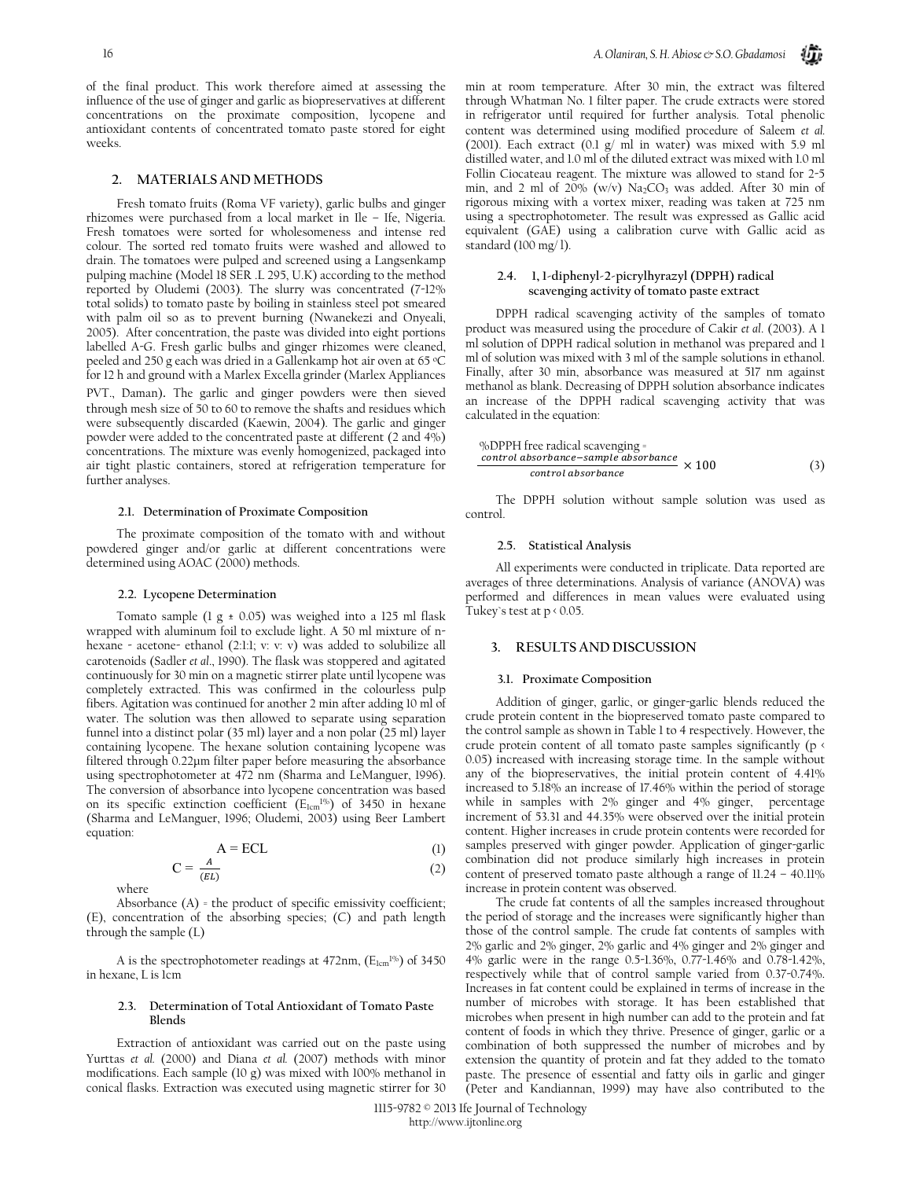of the final product. This work therefore aimed at assessing the influence of the use of ginger and garlic as biopreservatives at different concentrations on the proximate composition, lycopene and antioxidant contents of concentrated tomato paste stored for eight weeks.

## 2. MATERIALS AND METHODS

Fresh tomato fruits (Roma VF variety), garlic bulbs and ginger rhizomes were purchased from a local market in Ile – Ife, Nigeria. Fresh tomatoes were sorted for wholesomeness and intense red colour. The sorted red tomato fruits were washed and allowed to drain. The tomatoes were pulped and screened using a Langsenkamp pulping machine (Model 18 SER .L 295, U.K) according to the method reported by Oludemi (2003). The slurry was concentrated (7-12% total solids) to tomato paste by boiling in stainless steel pot smeared with palm oil so as to prevent burning (Nwanekezi and Onyeali, 2005). After concentration, the paste was divided into eight portions labelled A-G. Fresh garlic bulbs and ginger rhizomes were cleaned, peeled and 250 g each was dried in a Gallenkamp hot air oven at 65 °C for 12 h and ground with a Marlex Excella grinder (Marlex Appliances PVT., Daman). The garlic and ginger powders were then sieved through mesh size of 50 to 60 to remove the shafts and residues which were subsequently discarded (Kaewin, 2004). The garlic and ginger powder were added to the concentrated paste at different (2 and 4%) concentrations. The mixture was evenly homogenized, packaged into air tight plastic containers, stored at refrigeration temperature for further analyses.

### 2.1. Determination of Proximate Composition

The proximate composition of the tomato with and without powdered ginger and/or garlic at different concentrations were determined using AOAC (2000) methods.

### 2.2. Lycopene Determination

Tomato sample (1 g ± 0.05) was weighed into a 125 ml flask wrapped with aluminum foil to exclude light. A 50 ml mixture of n-hexane - acetone- ethanol (2:1:1; v: v: v) was added to solubilize all carotenoids (Sadler *et al*., 1990). The flask was stoppered and agitated continuously for 30 min on a magnetic stirrer plate until lycopene was completely extracted. This was confirmed in the colourless pulp fibers. Agitation was continued for another 2 min after adding 10 ml of water. The solution was then allowed to separate using separation funnel into a distinct polar (35 ml) layer and a non polar (25 ml) layer containing lycopene. The hexane solution containing lycopene was filtered through 0.22µm filter paper before measuring the absorbance using spectrophotometer at 472 nm (Sharma and LeManguer, 1996). The conversion of absorbance into lycopene concentration was based on its specific extinction coefficient ($E_{1cm}^{1\%}$) of 3450 in hexane (Sharma and LeManguer, 1996; Oludemi, 2003) using Beer Lambert equation:

$$A = ECL \qquad (1)$$

$$C = \frac{A}{(EL)} \qquad (2)$$

where

Absorbance (A) = the product of specific emissivity coefficient; (E), concentration of the absorbing species; (C) and path length through the sample (L)

A is the spectrophotometer readings at 472nm, ($E_{1cm}^{1\%}$) of 3450 in hexane, L is 1cm

### 2.3. Determination of Total Antioxidant of Tomato Paste Blends

Extraction of antioxidant was carried out on the paste using Yurttas *et al.* (2000) and Diana *et al.* (2007) methods with minor modifications. Each sample (10 g) was mixed with 100% methanol in conical flasks. Extraction was executed using magnetic stirrer for 30 min at room temperature. After 30 min, the extract was filtered through Whatman No. 1 filter paper. The crude extracts were stored in refrigerator until required for further analysis. Total phenolic content was determined using modified procedure of Saleem *et al.* (2001). Each extract (0.1 g/ ml in water) was mixed with 5.9 ml distilled water, and 1.0 ml of the diluted extract was mixed with 1.0 ml Follin Ciocateau reagent. The mixture was allowed to stand for 2-5 min, and 2 ml of 20% (w/v) $Na_2CO_3$ was added. After 30 min of rigorous mixing with a vortex mixer, reading was taken at 725 nm using a spectrophotometer. The result was expressed as Gallic acid equivalent (GAE) using a calibration curve with Gallic acid as standard (100 mg/ l).

### 2.4. 1, 1-diphenyl-2-picrylhyrazyl (DPPH) radical scavenging activity of tomato paste extract

DPPH radical scavenging activity of the samples of tomato product was measured using the procedure of Cakir *et al*. (2003). A 1 ml solution of DPPH radical solution in methanol was prepared and 1 ml of solution was mixed with 3 ml of the sample solutions in ethanol. Finally, after 30 min, absorbance was measured at 517 nm against methanol as blank. Decreasing of DPPH solution absorbance indicates an increase of the DPPH radical scavenging activity that was calculated in the equation:

$$\%\text{DPPH free radical scavenging} = \frac{\text{control absorbance} - \text{sample absorbance}}{\text{control absorbance}} \times 100 \qquad (3)$$

The DPPH solution without sample solution was used as control.

### 2.5. Statistical Analysis

All experiments were conducted in triplicate. Data reported are averages of three determinations. Analysis of variance (ANOVA) was performed and differences in mean values were evaluated using Tukey`s test at $p < 0.05$.

## 3. RESULTS AND DISCUSSION

### 3.1. Proximate Composition

Addition of ginger, garlic, or ginger-garlic blends reduced the crude protein content in the biopreserved tomato paste compared to the control sample as shown in Table 1 to 4 respectively. However, the crude protein content of all tomato paste samples significantly ($p < 0.05$) increased with increasing storage time. In the sample without any of the biopreservatives, the initial protein content of 4.41% increased to 5.18% an increase of 17.46% within the period of storage while in samples with 2% ginger and 4% ginger, percentage increment of 53.31 and 44.35% were observed over the initial protein content. Higher increases in crude protein contents were recorded for samples preserved with ginger powder. Application of ginger-garlic combination did not produce similarly high increases in protein content of preserved tomato paste although a range of 11.24 – 40.11% increase in protein content was observed.

The crude fat contents of all the samples increased throughout the period of storage and the increases were significantly higher than those of the control sample. The crude fat contents of samples with 2% garlic and 2% ginger, 2% garlic and 4% ginger and 2% ginger and 4% garlic were in the range 0.5-1.36%, 0.77-1.46% and 0.78-1.42%, respectively while that of control sample varied from 0.37-0.74%. Increases in fat content could be explained in terms of increase in the number of microbes with storage. It has been established that microbes when present in high number can add to the protein and fat content of foods in which they thrive. Presence of ginger, garlic or a combination of both suppressed the number of microbes and by extension the quantity of protein and fat they added to the tomato paste. The presence of essential and fatty oils in garlic and ginger (Peter and Kandiannan, 1999) may have also contributed to the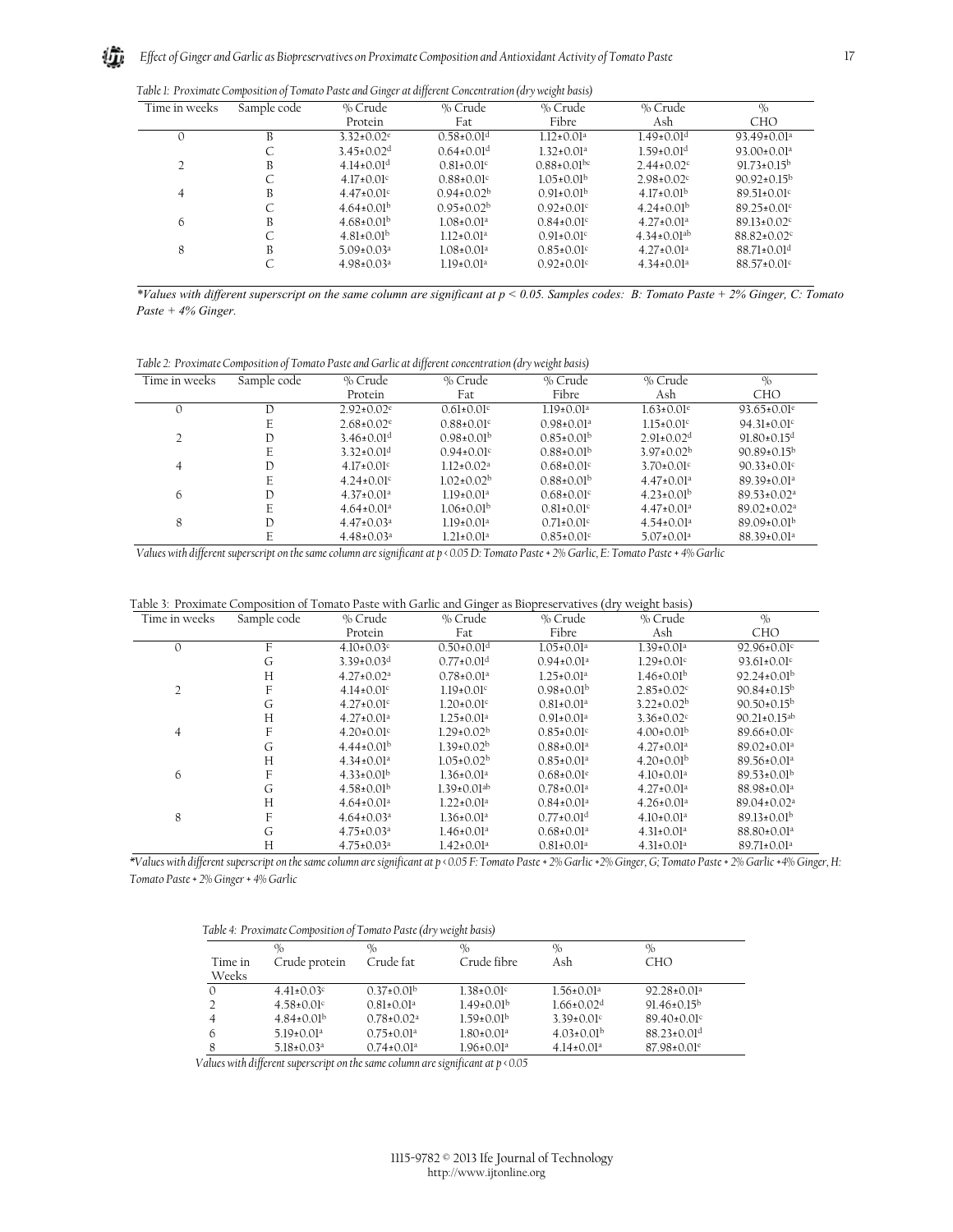*Table 1: Proximate Composition of Tomato Paste and Ginger at different Concentration (dry weight basis)*

| Time in weeks | Sample code | % Crude Protein | % Crude Fat | % Crude Fibre | % Crude Ash | % CHO |
|---|---|---|---|---|---|---|
| 0 | B | 3.32±0.02$^{e}$ | 0.58±0.01$^{d}$ | 1.12±0.01$^{a}$ | 1.49±0.01$^{d}$ | 93.49±0.01$^{a}$ |
| | C | 3.45±0.02$^{d}$ | 0.64±0.01$^{d}$ | 1.32±0.01$^{a}$ | 1.59±0.01$^{d}$ | 93.00±0.01$^{a}$ |
| 2 | B | 4.14±0.01$^{d}$ | 0.81±0.01$^{c}$ | 0.88±0.01$^{bc}$ | 2.44±0.02$^{c}$ | 91.73±0.15$^{b}$ |
| | C | 4.17±0.01$^{c}$ | 0.88±0.01$^{c}$ | 1.05±0.01$^{b}$ | 2.98±0.02$^{c}$ | 90.92±0.15$^{b}$ |
| 4 | B | 4.47±0.01$^{c}$ | 0.94±0.02$^{b}$ | 0.91±0.01$^{b}$ | 4.17±0.01$^{b}$ | 89.51±0.01$^{c}$ |
| | C | 4.64±0.01$^{b}$ | 0.95±0.02$^{b}$ | 0.92±0.01$^{c}$ | 4.24±0.01$^{b}$ | 89.25±0.01$^{c}$ |
| 6 | B | 4.68±0.01$^{b}$ | 1.08±0.01$^{a}$ | 0.84±0.01$^{c}$ | 4.27±0.01$^{a}$ | 89.13±0.02$^{c}$ |
| | C | 4.81±0.01$^{b}$ | 1.12±0.01$^{a}$ | 0.91±0.01$^{c}$ | 4.34±0.01$^{ab}$ | 88.82±0.02$^{c}$ |
| 8 | B | 5.09±0.03$^{a}$ | 1.08±0.01$^{a}$ | 0.85±0.01$^{c}$ | 4.27±0.01$^{a}$ | 88.71±0.01$^{d}$ |
| | C | 4.98±0.03$^{a}$ | 1.19±0.01$^{a}$ | 0.92±0.01$^{c}$ | 4.34±0.01$^{a}$ | 88.57±0.01$^{c}$ |

***Values with different superscript on the same column are significant at $p < 0.05$. Samples codes: B: Tomato Paste + 2% Ginger, C: Tomato Paste + 4% Ginger.***

*Table 2: Proximate Composition of Tomato Paste and Garlic at different concentration (dry weight basis)*

| Time in weeks | Sample code | % Crude Protein | % Crude Fat | % Crude Fibre | % Crude Ash | % CHO |
|---|---|---|---|---|---|---|
| 0 | D | 2.92±0.02$^{e}$ | 0.61±0.01$^{c}$ | 1.19±0.01$^{a}$ | 1.63±0.01$^{e}$ | 93.65±0.01$^{e}$ |
| | E | 2.68±0.02$^{e}$ | 0.88±0.01$^{c}$ | 0.98±0.01$^{a}$ | 1.15±0.01$^{c}$ | 94.31±0.01$^{c}$ |
| 2 | D | 3.46±0.01$^{d}$ | 0.98±0.01$^{b}$ | 0.85±0.01$^{b}$ | 2.91±0.02$^{d}$ | 91.80±0.15$^{d}$ |
| | E | 3.32±0.01$^{d}$ | 0.94±0.01$^{c}$ | 0.88±0.01$^{b}$ | 3.97±0.02$^{b}$ | 90.89±0.15$^{b}$ |
| 4 | D | 4.17±0.01$^{c}$ | 1.12±0.02$^{a}$ | 0.68±0.01$^{c}$ | 3.70±0.01$^{c}$ | 90.33±0.01$^{c}$ |
| | E | 4.24±0.01$^{c}$ | 1.02±0.02$^{b}$ | 0.88±0.01$^{b}$ | 4.47±0.01$^{a}$ | 89.39±0.01$^{a}$ |
| 6 | D | 4.37±0.01$^{a}$ | 1.19±0.01$^{a}$ | 0.68±0.01$^{c}$ | 4.23±0.01$^{b}$ | 89.53±0.02$^{a}$ |
| | E | 4.64±0.01$^{a}$ | 1.06±0.01$^{b}$ | 0.81±0.01$^{c}$ | 4.47±0.01$^{a}$ | 89.02±0.02$^{a}$ |
| 8 | D | 4.47±0.03$^{a}$ | 1.19±0.01$^{a}$ | 0.71±0.01$^{c}$ | 4.54±0.01$^{a}$ | 89.09±0.01$^{b}$ |
| | E | 4.48±0.03$^{a}$ | 1.21±0.01$^{a}$ | 0.85±0.01$^{c}$ | 5.07±0.01$^{a}$ | 88.39±0.01$^{a}$ |

*Values with different superscript on the same column are significant at $p < 0.05$ D: Tomato Paste + 2% Garlic, E: Tomato Paste + 4% Garlic*

Table 3: Proximate Composition of Tomato Paste with Garlic and Ginger as Biopreservatives (dry weight basis)

| Time in weeks | Sample code | % Crude Protein | % Crude Fat | % Crude Fibre | % Crude Ash | % CHO |
|---|---|---|---|---|---|---|
| 0 | F | 4.10±0.03$^{c}$ | 0.50±0.01$^{d}$ | 1.05±0.01$^{a}$ | 1.39±0.01$^{a}$ | 92.96±0.01$^{c}$ |
| | G | 3.39±0.03$^{d}$ | 0.77±0.01$^{d}$ | 0.94±0.01$^{a}$ | 1.29±0.01$^{c}$ | 93.61±0.01$^{c}$ |
| | H | 4.27±0.02$^{a}$ | 0.78±0.01$^{a}$ | 1.25±0.01$^{a}$ | 1.46±0.01$^{b}$ | 92.24±0.01$^{b}$ |
| 2 | F | 4.14±0.01$^{c}$ | 1.19±0.01$^{c}$ | 0.98±0.01$^{b}$ | 2.85±0.02$^{c}$ | 90.84±0.15$^{b}$ |
| | G | 4.27±0.01$^{c}$ | 1.20±0.01$^{c}$ | 0.81±0.01$^{a}$ | 3.22±0.02$^{b}$ | 90.50±0.15$^{b}$ |
| | H | 4.27±0.01$^{a}$ | 1.25±0.01$^{a}$ | 0.91±0.01$^{a}$ | 3.36±0.02$^{c}$ | 90.21±0.15$^{ab}$ |
| 4 | F | 4.20±0.01$^{c}$ | 1.29±0.02$^{b}$ | 0.85±0.01$^{c}$ | 4.00±0.01$^{b}$ | 89.66±0.01$^{c}$ |
| | G | 4.44±0.01$^{b}$ | 1.39±0.02$^{b}$ | 0.88±0.01$^{a}$ | 4.27±0.01$^{a}$ | 89.02±0.01$^{a}$ |
| | H | 4.34±0.01$^{a}$ | 1.05±0.02$^{b}$ | 0.85±0.01$^{a}$ | 4.20±0.01$^{b}$ | 89.56±0.01$^{a}$ |
| 6 | F | 4.33±0.01$^{b}$ | 1.36±0.01$^{a}$ | 0.68±0.01$^{e}$ | 4.10±0.01$^{a}$ | 89.53±0.01$^{b}$ |
| | G | 4.58±0.01$^{b}$ | 1.39±0.01$^{ab}$ | 0.78±0.01$^{a}$ | 4.27±0.01$^{a}$ | 88.98±0.01$^{a}$ |
| | H | 4.64±0.01$^{a}$ | 1.22±0.01$^{a}$ | 0.84±0.01$^{a}$ | 4.26±0.01$^{a}$ | 89.04±0.02$^{a}$ |
| 8 | F | 4.64±0.03$^{a}$ | 1.36±0.01$^{a}$ | 0.77±0.01$^{d}$ | 4.10±0.01$^{a}$ | 89.13±0.01$^{b}$ |
| | G | 4.75±0.03$^{a}$ | 1.46±0.01$^{a}$ | 0.68±0.01$^{a}$ | 4.31±0.01$^{a}$ | 88.80±0.01$^{a}$ |
| | H | 4.75±0.03$^{a}$ | 1.42±0.01$^{a}$ | 0.81±0.01$^{a}$ | 4.31±0.01$^{a}$ | 89.71±0.01$^{a}$ |

**Values with different superscript on the same column are significant at $p < 0.05$ F: Tomato Paste + 2% Garlic +2% Ginger, G; Tomato Paste + 2% Garlic +4% Ginger, H: Tomato Paste + 2% Ginger + 4% Garlic*

*Table 4: Proximate Composition of Tomato Paste (dry weight basis)*

| Time in Weeks | % Crude protein | % Crude fat | % Crude fibre | % Ash | % CHO |
|---|---|---|---|---|---|
| 0 | 4.41±0.03$^{c}$ | 0.37±0.01$^{b}$ | 1.38±0.01$^{c}$ | 1.56±0.01$^{a}$ | 92.28±0.01$^{a}$ |
| 2 | 4.58±0.01$^{c}$ | 0.81±0.01$^{a}$ | 1.49±0.01$^{b}$ | 1.66±0.02$^{d}$ | 91.46±0.15$^{b}$ |
| 4 | 4.84±0.01$^{b}$ | 0.78±0.02$^{a}$ | 1.59±0.01$^{b}$ | 3.39±0.01$^{c}$ | 89.40±0.01$^{c}$ |
| 6 | 5.19±0.01$^{a}$ | 0.75±0.01$^{a}$ | 1.80±0.01$^{a}$ | 4.03±0.01$^{b}$ | 88.23±0.01$^{d}$ |
| 8 | 5.18±0.03$^{a}$ | 0.74±0.01$^{a}$ | 1.96±0.01$^{a}$ | 4.14±0.01$^{a}$ | 87.98±0.01$^{e}$ |

*Values with different superscript on the same column are significant at $p < 0.05$*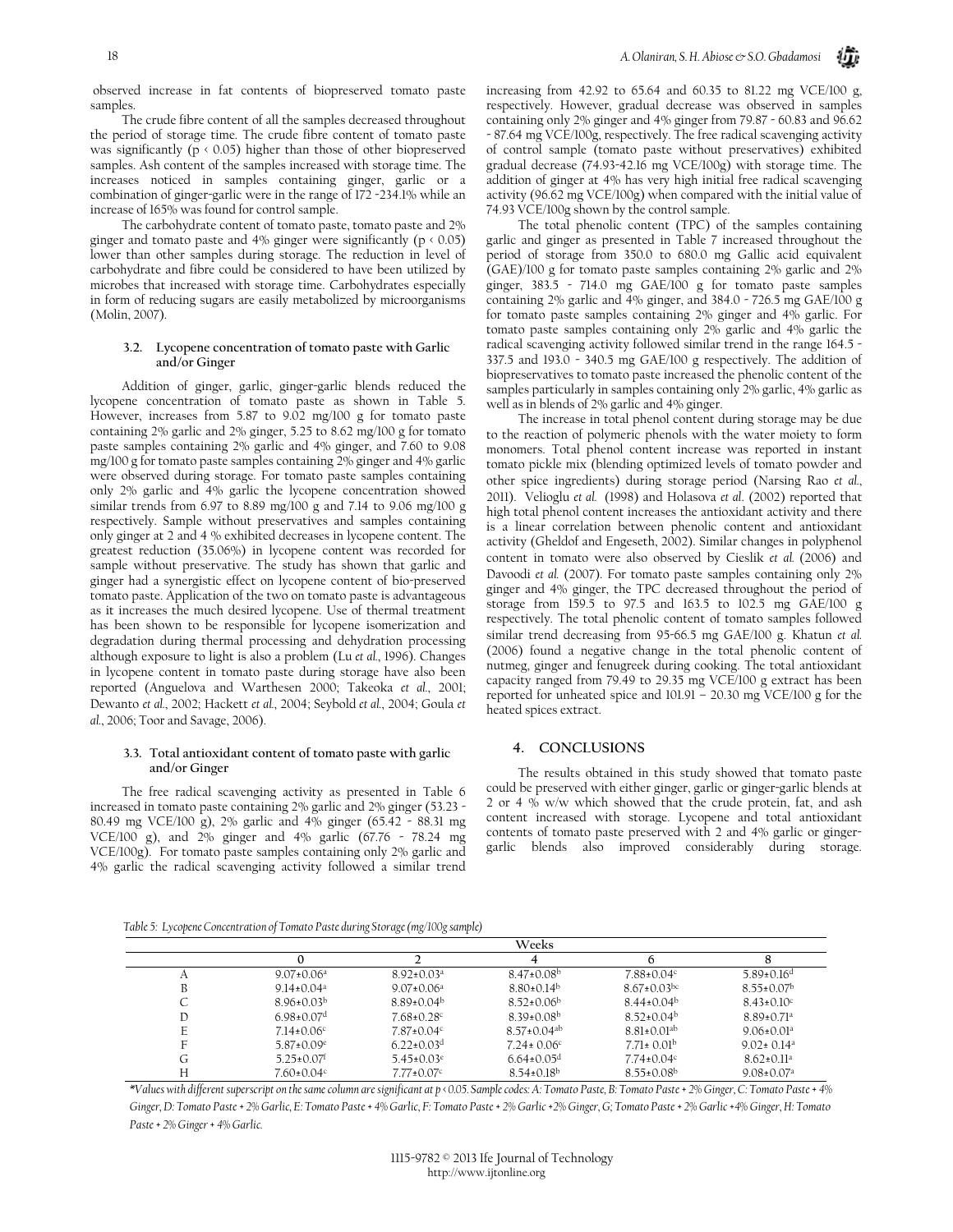observed increase in fat contents of biopreserved tomato paste samples.

The crude fibre content of all the samples decreased throughout the period of storage time. The crude fibre content of tomato paste was significantly ($p < 0.05$) higher than those of other biopreserved samples. Ash content of the samples increased with storage time. The increases noticed in samples containing ginger, garlic or a combination of ginger-garlic were in the range of 172 -234.1% while an increase of 165% was found for control sample.

The carbohydrate content of tomato paste, tomato paste and 2% ginger and tomato paste and 4% ginger were significantly ($p < 0.05$) lower than other samples during storage. The reduction in level of carbohydrate and fibre could be considered to have been utilized by microbes that increased with storage time. Carbohydrates especially in form of reducing sugars are easily metabolized by microorganisms (Molin, 2007).

### 3.2. Lycopene concentration of tomato paste with Garlic and/or Ginger

Addition of ginger, garlic, ginger-garlic blends reduced the lycopene concentration of tomato paste as shown in Table 5. However, increases from 5.87 to 9.02 mg/100 g for tomato paste containing 2% garlic and 2% ginger, 5.25 to 8.62 mg/100 g for tomato paste samples containing 2% garlic and 4% ginger, and 7.60 to 9.08 mg/100 g for tomato paste samples containing 2% ginger and 4% garlic were observed during storage. For tomato paste samples containing only 2% garlic and 4% garlic the lycopene concentration showed similar trends from 6.97 to 8.89 mg/100 g and 7.14 to 9.06 mg/100 g respectively. Sample without preservatives and samples containing only ginger at 2 and 4 % exhibited decreases in lycopene content. The greatest reduction (35.06%) in lycopene content was recorded for sample without preservative. The study has shown that garlic and ginger had a synergistic effect on lycopene content of bio-preserved tomato paste. Application of the two on tomato paste is advantageous as it increases the much desired lycopene. Use of thermal treatment has been shown to be responsible for lycopene isomerization and degradation during thermal processing and dehydration processing although exposure to light is also a problem (Lu *et al.*, 1996). Changes in lycopene content in tomato paste during storage have also been reported (Anguelova and Warthesen 2000; Takeoka *et al.*, 2001; Dewanto *et al.*, 2002; Hackett *et al.*, 2004; Seybold *et al.*, 2004; Goula *et al.*, 2006; Toor and Savage, 2006).

### 3.3. Total antioxidant content of tomato paste with garlic and/or Ginger

The free radical scavenging activity as presented in Table 6 increased in tomato paste containing 2% garlic and 2% ginger (53.23 - 80.49 mg VCE/100 g), 2% garlic and 4% ginger (65.42 - 88.31 mg VCE/100 g), and 2% ginger and 4% garlic (67.76 - 78.24 mg VCE/100g). For tomato paste samples containing only 2% garlic and 4% garlic the radical scavenging activity followed a similar trend increasing from 42.92 to 65.64 and 60.35 to 81.22 mg VCE/100 g, respectively. However, gradual decrease was observed in samples containing only 2% ginger and 4% ginger from 79.87 - 60.83 and 96.62 - 87.64 mg VCE/100g, respectively. The free radical scavenging activity of control sample (tomato paste without preservatives) exhibited gradual decrease (74.93-42.16 mg VCE/100g) with storage time. The addition of ginger at 4% has very high initial free radical scavenging activity (96.62 mg VCE/100g) when compared with the initial value of 74.93 VCE/100g shown by the control sample.

The total phenolic content (TPC) of the samples containing garlic and ginger as presented in Table 7 increased throughout the period of storage from 350.0 to 680.0 mg Gallic acid equivalent (GAE)/100 g for tomato paste samples containing 2% garlic and 2% ginger, 383.5 - 714.0 mg GAE/100 g for tomato paste samples containing 2% garlic and 4% ginger, and 384.0 - 726.5 mg GAE/100 g for tomato paste samples containing 2% ginger and 4% garlic. For tomato paste samples containing only 2% garlic and 4% garlic the radical scavenging activity followed similar trend in the range 164.5 - 337.5 and 193.0 - 340.5 mg GAE/100 g respectively. The addition of biopreservatives to tomato paste increased the phenolic content of the samples particularly in samples containing only 2% garlic, 4% garlic as well as in blends of 2% garlic and 4% ginger.

The increase in total phenol content during storage may be due to the reaction of polymeric phenols with the water moiety to form monomers. Total phenol content increase was reported in instant tomato pickle mix (blending optimized levels of tomato powder and other spice ingredients) during storage period (Narsing Rao *et al.*, 2011). Velioglu *et al.* (1998) and Holasova *et al.* (2002) reported that high total phenol content increases the antioxidant activity and there is a linear correlation between phenolic content and antioxidant activity (Gheldof and Engeseth, 2002). Similar changes in polyphenol content in tomato were also observed by Cieslik *et al.* (2006) and Davoodi *et al.* (2007). For tomato paste samples containing only 2% ginger and 4% ginger, the TPC decreased throughout the period of storage from 159.5 to 97.5 and 163.5 to 102.5 mg GAE/100 g respectively. The total phenolic content of tomato samples followed similar trend decreasing from 95-66.5 mg GAE/100 g. Khatun *et al.* (2006) found a negative change in the total phenolic content of nutmeg, ginger and fenugreek during cooking. The total antioxidant capacity ranged from 79.49 to 29.35 mg VCE/100 g extract has been reported for unheated spice and 101.91 – 20.30 mg VCE/100 g for the heated spices extract.

## 4. CONCLUSIONS

The results obtained in this study showed that tomato paste could be preserved with either ginger, garlic or ginger-garlic blends at 2 or 4 % w/w which showed that the crude protein, fat, and ash content increased with storage. Lycopene and total antioxidant contents of tomato paste preserved with 2 and 4% garlic or ginger-garlic blends also improved considerably during storage.

*Table 5: Lycopene Concentration of Tomato Paste during Storage (mg/100g sample)*

| | Weeks | | | | |
|---|---|---|---|---|---|
| | 0 | 2 | 4 | 6 | 8 |
| A | 9.07±0.06[a] | 8.92±0.03[a] | 8.47±0.08[b] | 7.88±0.04[c] | 5.89±0.16[d] |
| B | 9.14±0.04[a] | 9.07±0.06[a] | 8.80±0.14[b] | 8.67±0.03[bc] | 8.55±0.07[b] |
| C | 8.96±0.03[b] | 8.89±0.04[b] | 8.52±0.06[b] | 8.44±0.04[b] | 8.43±0.10[c] |
| D | 6.98±0.07[d] | 7.68±0.28[c] | 8.39±0.08[b] | 8.52±0.04[b] | 8.89±0.71[a] |
| E | 7.14±0.06[c] | 7.87±0.04[c] | 8.57±0.04[ab] | 8.81±0.01[ab] | 9.06±0.01[a] |
| F | 5.87±0.09[e] | 6.22±0.03[d] | 7.24± 0.06[c] | 7.71± 0.01[b] | 9.02± 0.14[a] |
| G | 5.25±0.07[f] | 5.45±0.03[e] | 6.64±0.05[d] | 7.74±0.04[c] | 8.62±0.11[a] |
| H | 7.60±0.04[c] | 7.77±0.07[c] | 8.54±0.18[b] | 8.55±0.08[b] | 9.08±0.07[a] |

*\*Values with different superscript on the same column are significant at $p < 0.05$. Sample codes: A: Tomato Paste, B: Tomato Paste + 2% Ginger, C: Tomato Paste + 4% Ginger, D: Tomato Paste + 2% Garlic, E: Tomato Paste + 4% Garlic, F: Tomato Paste + 2% Garlic +2% Ginger, G; Tomato Paste + 2% Garlic +4% Ginger, H: Tomato Paste + 2% Ginger + 4% Garlic.*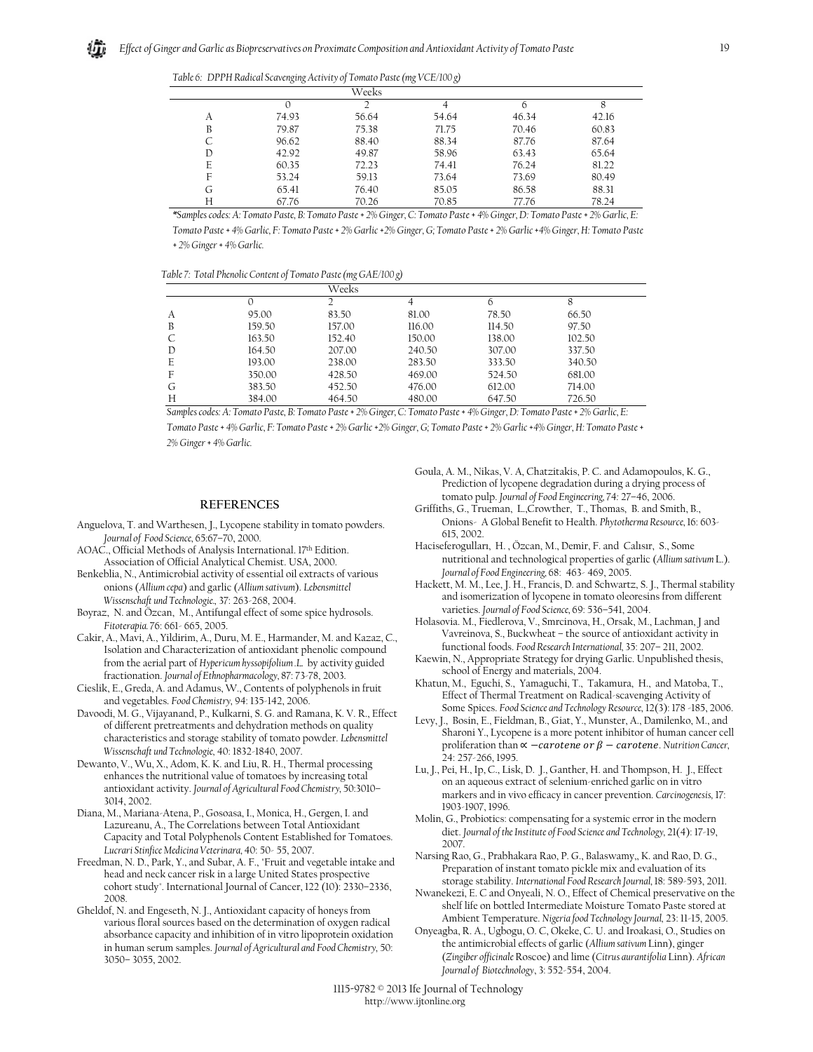*Table 6: DPPH Radical Scavenging Activity of Tomato Paste (mg VCE/100 g)*

| | Weeks | | | | |
|---|---|---|---|---|---|
| | 0 | 2 | 4 | 6 | 8 |
| A | 74.93 | 56.64 | 54.64 | 46.34 | 42.16 |
| B | 79.87 | 75.38 | 71.75 | 70.46 | 60.83 |
| C | 96.62 | 88.40 | 88.34 | 87.76 | 87.64 |
| D | 42.92 | 49.87 | 58.96 | 63.43 | 65.64 |
| E | 60.35 | 72.23 | 74.41 | 76.24 | 81.22 |
| F | 53.24 | 59.13 | 73.64 | 73.69 | 80.49 |
| G | 65.41 | 76.40 | 85.05 | 86.58 | 88.31 |
| H | 67.76 | 70.26 | 70.85 | 77.76 | 78.24 |

*\*Samples codes: A: Tomato Paste, B: Tomato Paste + 2% Ginger, C: Tomato Paste + 4% Ginger, D: Tomato Paste + 2% Garlic, E: Tomato Paste + 4% Garlic, F: Tomato Paste + 2% Garlic +2% Ginger, G; Tomato Paste + 2% Garlic +4% Ginger, H: Tomato Paste + 2% Ginger + 4% Garlic.*

*Table 7: Total Phenolic Content of Tomato Paste (mg GAE/100 g)*

| | Weeks | | | | |
|---|---|---|---|---|---|
| | 0 | 2 | 4 | 6 | 8 |
| A | 95.00 | 83.50 | 81.00 | 78.50 | 66.50 |
| B | 159.50 | 157.00 | 116.00 | 114.50 | 97.50 |
| C | 163.50 | 152.40 | 150.00 | 138.00 | 102.50 |
| D | 164.50 | 207.00 | 240.50 | 307.00 | 337.50 |
| E | 193.00 | 238.00 | 283.50 | 333.50 | 340.50 |
| F | 350.00 | 428.50 | 469.00 | 524.50 | 681.00 |
| G | 383.50 | 452.50 | 476.00 | 612.00 | 714.00 |
| H | 384.00 | 464.50 | 480.00 | 647.50 | 726.50 |

*Samples codes: A: Tomato Paste, B: Tomato Paste + 2% Ginger, C: Tomato Paste + 4% Ginger, D: Tomato Paste + 2% Garlic, E: Tomato Paste + 4% Garlic, F: Tomato Paste + 2% Garlic +2% Ginger, G; Tomato Paste + 2% Garlic +4% Ginger, H: Tomato Paste + 2% Ginger + 4% Garlic.*

## REFERENCES

Anguelova, T. and Warthesen, J., Lycopene stability in tomato powders. *Journal of Food Science*, 65:67–70, 2000.

AOAC., Official Methods of Analysis International. 17th Edition. Association of Official Analytical Chemist. USA, 2000.

Benkeblia, N., Antimicrobial activity of essential oil extracts of various onions (*Allium cepa*) and garlic (*Allium sativum*). *Lebensmittel Wissenschaft und Technologie*., 37: 263-268, 2004.

Boyraz, N. and Özcan, M., Antifungal effect of some spice hydrosols. *Fitoterapia*. 76: 661- 665, 2005.

Cakir, A., Mavi, A., Yildirim, A., Duru, M. E., Harmander, M. and Kazaz, C., Isolation and Characterization of antioxidant phenolic compound from the aerial part of *Hypericum hyssopifolium .L.* by activity guided fractionation. *Journal of Ethnopharmacology*, 87: 73-78, 2003.

Cieslik, E., Greda, A. and Adamus, W., Contents of polyphenols in fruit and vegetables. *Food Chemistry*, 94: 135-142, 2006.

Davoodi, M. G., Vijayanand, P., Kulkarni, S. G. and Ramana, K. V. R., Effect of different pretreatments and dehydration methods on quality characteristics and storage stability of tomato powder. *Lebensmittel Wissenschaft und Technologie*, 40: 1832-1840, 2007.

Dewanto, V., Wu, X., Adom, K. K. and Liu, R. H., Thermal processing enhances the nutritional value of tomatoes by increasing total antioxidant activity. *Journal of Agricultural Food Chemistry*, 50:3010–3014, 2002.

Diana, M., Mariana-Atena, P., Gosoasa, I., Monica, H., Gergen, I. and Lazureanu, A., The Correlations between Total Antioxidant Capacity and Total Polyphenols Content Established for Tomatoes. *Lucrari Stinfice Medicina Veterinara*, 40: 50- 55, 2007.

Freedman, N. D., Park, Y., and Subar, A. F., 'Fruit and vegetable intake and head and neck cancer risk in a large United States prospective cohort study''. International Journal of Cancer, 122 (10): 2330–2336, 2008.

Gheldof, N. and Engeseth, N. J., Antioxidant capacity of honeys from various floral sources based on the determination of oxygen radical absorbance capacity and inhibition of in vitro lipoprotein oxidation in human serum samples. *Journal of Agricultural and Food Chemistry*, 50: 3050– 3055, 2002.

Goula, A. M., Nikas, V. A, Chatzitakis, P. C. and Adamopoulos, K. G., Prediction of lycopene degradation during a drying process of tomato pulp. *Journal of Food Engineering*, 74: 27–46, 2006.

Griffiths, G., Trueman, L.,Crowther, T., Thomas, B. and Smith, B., Onions- A Global Benefit to Health. *Phytotherma Resource*, 16: 603-615, 2002.

Haciseferogullari, H. , Özcan, M., Demir, F. and Calısır, S., Some nutritional and technological properties of garlic (*Allium sativum L.*). *Journal of Food Engineering*, 68: 463- 469, 2005.

Hackett, M. M., Lee, J. H., Francis, D. and Schwartz, S. J., Thermal stability and isomerization of lycopene in tomato oleoresins from different varieties. *Journal of Food Science*, 69: 536–541, 2004.

Holasovia. M., Fiedlerova, V., Smrcinova, H., Orsak, M., Lachman, J and Vavreinova, S., Buckwheat – the source of antioxidant activity in functional foods. *Food Research International*, 35: 207– 211, 2002.

Kaewin, N., Appropriate Strategy for drying Garlic. Unpublished thesis, school of Energy and materials, 2004.

Khatun, M., Eguchi, S., Yamaguchi, T., Takamura, H., and Matoba, T., Effect of Thermal Treatment on Radical-scavenging Activity of Some Spices. *Food Science and Technology Resource*, 12(3): 178 -185, 2006.

Levy, J., Bosin, E., Fieldman, B., Giat, Y., Munster, A., Damilenko, M., and Sharoni Y., Lycopene is a more potent inhibitor of human cancer cell proliferation than $\alpha - carotene$ *or* $\beta - carotene$. *Nutrition Cancer*, 24: 257-266, 1995.

Lu, J., Pei, H., Ip, C., Lisk, D. J., Ganther, H. and Thompson, H. J., Effect on an aqueous extract of selenium-enriched garlic on in vitro markers and in vivo efficacy in cancer prevention. *Carcinogenesis*, 17: 1903-1907, 1996.

Molin, G., Probiotics: compensating for a systemic error in the modern diet. *Journal of the Institute of Food Science and Technology*, 21(4): 17-19, 2007.

Narsing Rao, G., Prabhakara Rao, P. G., Balaswamy,, K. and Rao, D. G., Preparation of instant tomato pickle mix and evaluation of its storage stability. *International Food Research Journal*, 18: 589-593, 2011.

Nwanekezi, E. C and Onyeali, N. O., Effect of Chemical preservative on the shelf life on bottled Intermediate Moisture Tomato Paste stored at Ambient Temperature. *Nigeria food Technology Journal*, 23: 11-15, 2005.

Onyeagba, R. A., Ugbogu, O. C., Okeke, C. U. and Iroakasi, O., Studies on the antimicrobial effects of garlic (*Allium sativum* Linn), ginger (*Zingiber officinale* Roscoe) and lime (*Citrus aurantifolia* Linn). *African Journal of Biotechnology*, 3: 552-554, 2004.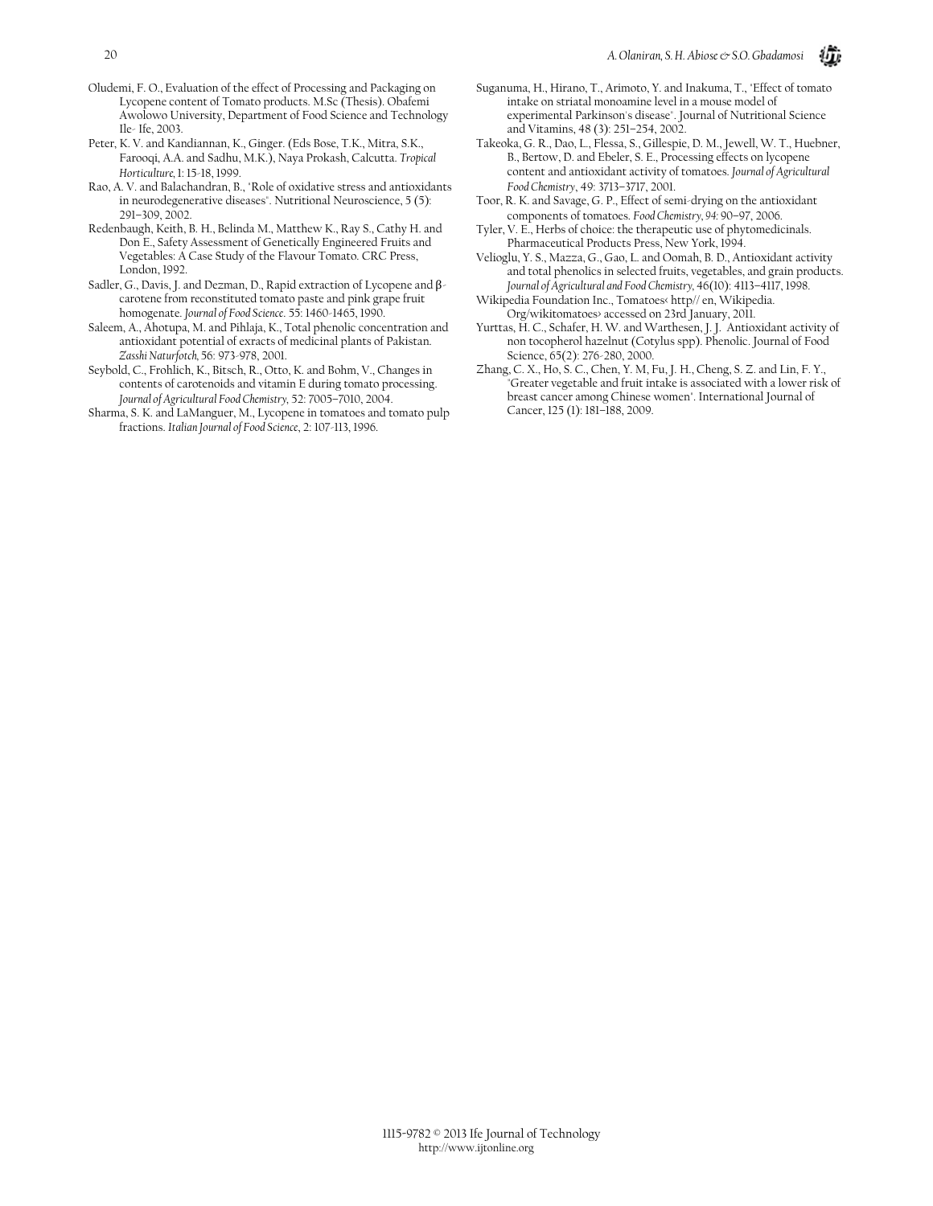Oludemi, F. O., Evaluation of the effect of Processing and Packaging on Lycopene content of Tomato products. M.Sc (Thesis). Obafemi Awolowo University, Department of Food Science and Technology Ile- Ife, 2003.

Peter, K. V. and Kandiannan, K., Ginger. (Eds Bose, T.K., Mitra, S.K., Farooqi, A.A. and Sadhu, M.K.), Naya Prokash, Calcutta. *Tropical Horticulture,* 1: 15-18, 1999.

Rao, A. V. and Balachandran, B., "Role of oxidative stress and antioxidants in neurodegenerative diseases". Nutritional Neuroscience, 5 (5): 291–309, 2002.

Redenbaugh, Keith, B. H., Belinda M., Matthew K., Ray S., Cathy H. and Don E., Safety Assessment of Genetically Engineered Fruits and Vegetables: A Case Study of the Flavour Tomato. CRC Press, London, 1992.

Sadler, G., Davis, J. and Dezman, D., Rapid extraction of Lycopene and β-carotene from reconstituted tomato paste and pink grape fruit homogenate. *Journal of Food Science*. 55: 1460-1465, 1990.

Saleem, A., Ahotupa, M. and Pihlaja, K., Total phenolic concentration and antioxidant potential of exracts of medicinal plants of Pakistan. *Zasshi Naturfotch,* 56: 973-978, 2001.

Seybold, C., Frohlich, K., Bitsch, R., Otto, K. and Bohm, V., Changes in contents of carotenoids and vitamin E during tomato processing. *Journal of Agricultural Food Chemistry,* 52: 7005–7010, 2004.

Sharma, S. K. and LaManguer, M., Lycopene in tomatoes and tomato pulp fractions. *Italian Journal of Food Science*, 2: 107-113, 1996.

Suganuma, H., Hirano, T., Arimoto, Y. and Inakuma, T., "Effect of tomato intake on striatal monoamine level in a mouse model of experimental Parkinson's disease". Journal of Nutritional Science and Vitamins, 48 (3): 251–254, 2002.

Takeoka, G. R., Dao, L., Flessa, S., Gillespie, D. M., Jewell, W. T., Huebner, B., Bertow, D. and Ebeler, S. E., Processing effects on lycopene content and antioxidant activity of tomatoes. *Journal of Agricultural Food Chemistry*, 49: 3713–3717, 2001.

Toor, R. K. and Savage, G. P., Effect of semi-drying on the antioxidant components of tomatoes. *Food Chemistry, 94*: 90–97, 2006.

Tyler, V. E., Herbs of choice: the therapeutic use of phytomedicinals. Pharmaceutical Products Press, New York, 1994.

Velioglu, Y. S., Mazza, G., Gao, L. and Oomah, B. D., Antioxidant activity and total phenolics in selected fruits, vegetables, and grain products. *Journal of Agricultural and Food Chemistry,* 46(10): 4113–4117, 1998.

Wikipedia Foundation Inc., Tomatoes‹ http// en, Wikipedia. Org/wikitomatoes› accessed on 23rd January, 2011.

Yurttas, H. C., Schafer, H. W. and Warthesen, J. J. Antioxidant activity of non tocopherol hazelnut (Cotylus spp). Phenolic. Journal of Food Science, 65(2): 276-280, 2000.

Zhang, C. X., Ho, S. C., Chen, Y. M, Fu, J. H., Cheng, S. Z. and Lin, F. Y., "Greater vegetable and fruit intake is associated with a lower risk of breast cancer among Chinese women". International Journal of Cancer, 125 (1): 181–188, 2009.